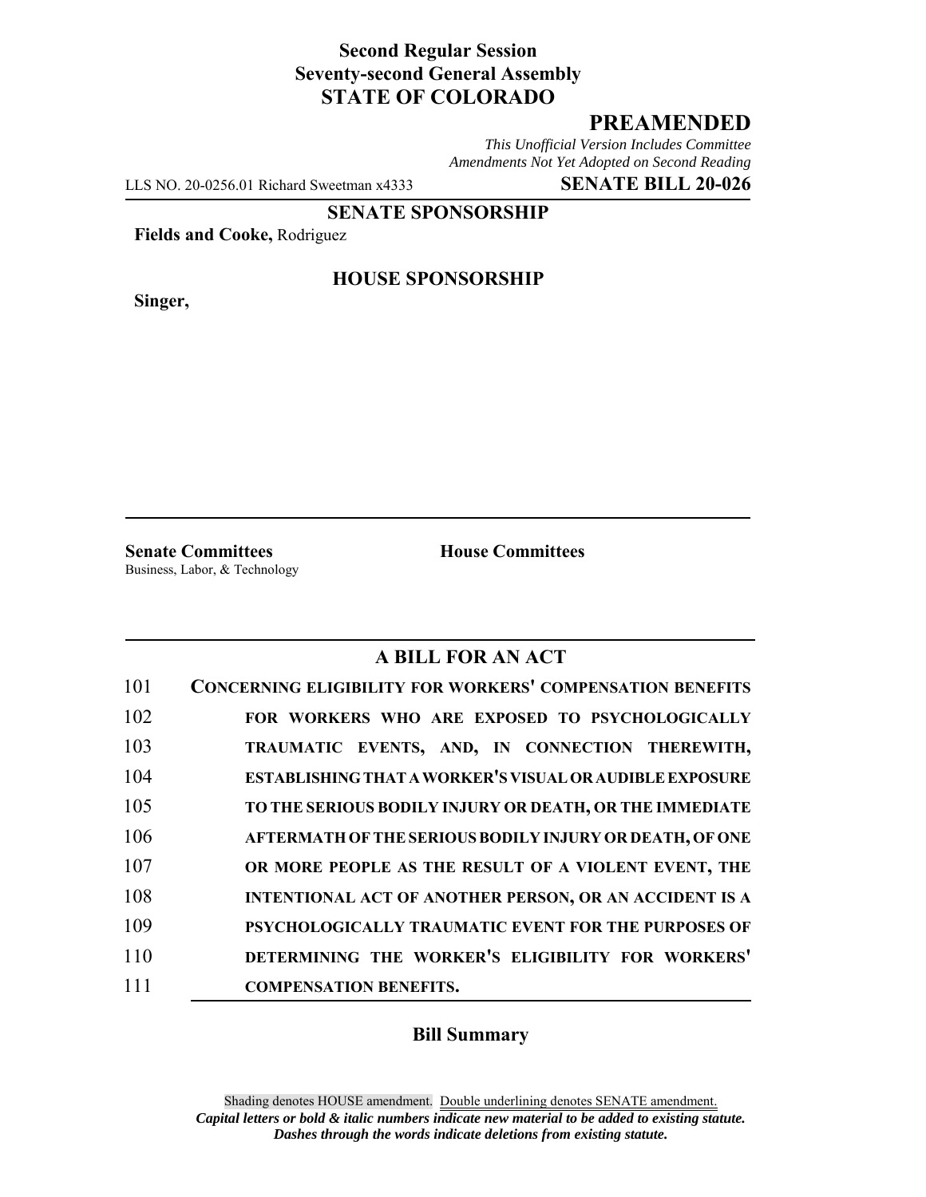**Second Regular Session**
**Seventy-second General Assembly**
**STATE OF COLORADO**

# PREAMENDED

*This Unofficial Version Includes Committee Amendments Not Yet Adopted on Second Reading*

LLS NO. 20-0256.01 Richard Sweetman x4333 **SENATE BILL 20-026**

**SENATE SPONSORSHIP**

**Fields and Cooke,** Rodriguez

**HOUSE SPONSORSHIP**

**Singer,**

**Senate Committees**
Business, Labor, & Technology

**House Committees**

## A BILL FOR AN ACT

101 **CONCERNING ELIGIBILITY FOR WORKERS' COMPENSATION BENEFITS**
102 **FOR WORKERS WHO ARE EXPOSED TO PSYCHOLOGICALLY**
103 **TRAUMATIC EVENTS, AND, IN CONNECTION THEREWITH,**
104 **ESTABLISHING THAT A WORKER'S VISUAL OR AUDIBLE EXPOSURE**
105 **TO THE SERIOUS BODILY INJURY OR DEATH, OR THE IMMEDIATE**
106 **AFTERMATH OF THE SERIOUS BODILY INJURY OR DEATH, OF ONE**
107 **OR MORE PEOPLE AS THE RESULT OF A VIOLENT EVENT, THE**
108 **INTENTIONAL ACT OF ANOTHER PERSON, OR AN ACCIDENT IS A**
109 **PSYCHOLOGICALLY TRAUMATIC EVENT FOR THE PURPOSES OF**
110 **DETERMINING THE WORKER'S ELIGIBILITY FOR WORKERS'**
111 **COMPENSATION BENEFITS.**

### Bill Summary

Shading denotes HOUSE amendment. Double underlining denotes SENATE amendment.
***Capital letters or bold & italic numbers indicate new material to be added to existing statute.***
***Dashes through the words indicate deletions from existing statute.***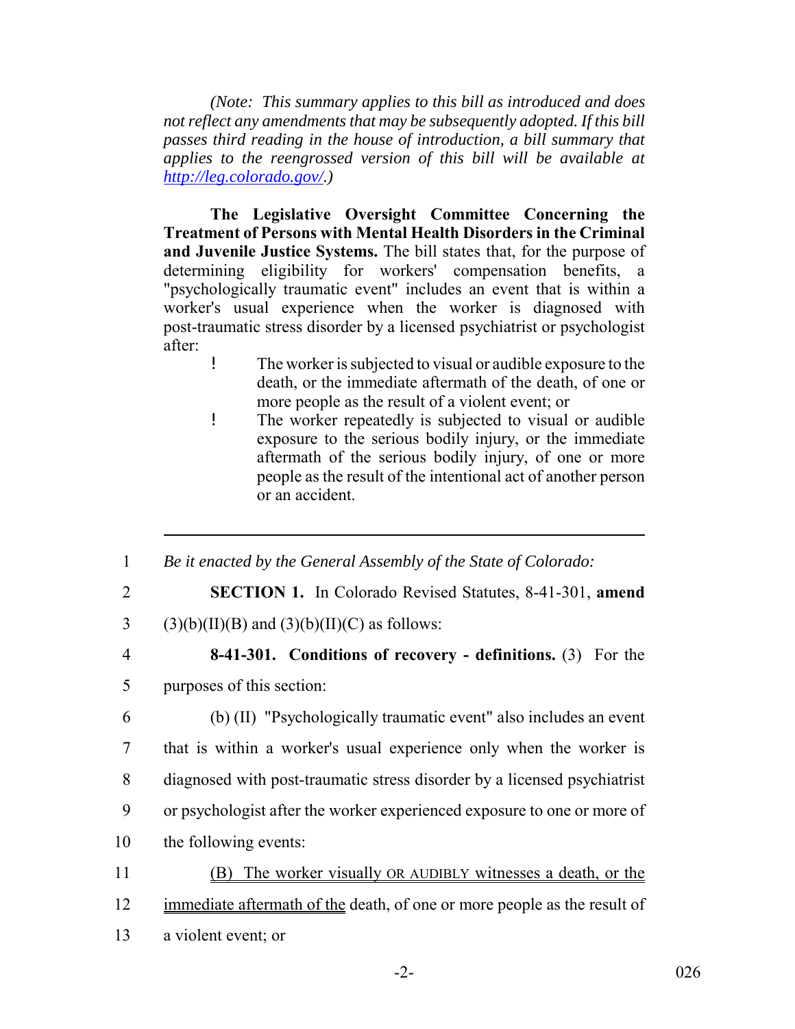*(Note: This summary applies to this bill as introduced and does not reflect any amendments that may be subsequently adopted. If this bill passes third reading in the house of introduction, a bill summary that applies to the reengrossed version of this bill will be available at http://leg.colorado.gov/.)*

**The Legislative Oversight Committee Concerning the Treatment of Persons with Mental Health Disorders in the Criminal and Juvenile Justice Systems.** The bill states that, for the purpose of determining eligibility for workers' compensation benefits, a "psychologically traumatic event" includes an event that is within a worker's usual experience when the worker is diagnosed with post-traumatic stress disorder by a licensed psychiatrist or psychologist after:

- The worker is subjected to visual or audible exposure to the death, or the immediate aftermath of the death, of one or more people as the result of a violent event; or
- The worker repeatedly is subjected to visual or audible exposure to the serious bodily injury, or the immediate aftermath of the serious bodily injury, of one or more people as the result of the intentional act of another person or an accident.

---

1 *Be it enacted by the General Assembly of the State of Colorado:*

2 **SECTION 1.** In Colorado Revised Statutes, 8-41-301, **amend**
3 (3)(b)(II)(B) and (3)(b)(II)(C) as follows:

4 **8-41-301. Conditions of recovery - definitions.** (3) For the
5 purposes of this section:

6 (b) (II) "Psychologically traumatic event" also includes an event
7 that is within a worker's usual experience only when the worker is
8 diagnosed with post-traumatic stress disorder by a licensed psychiatrist
9 or psychologist after the worker experienced exposure to one or more of
10 the following events:

11 (B) The worker visually OR AUDIBLY witnesses a death, or the
12 immediate aftermath of the death, of one or more people as the result of
13 a violent event; or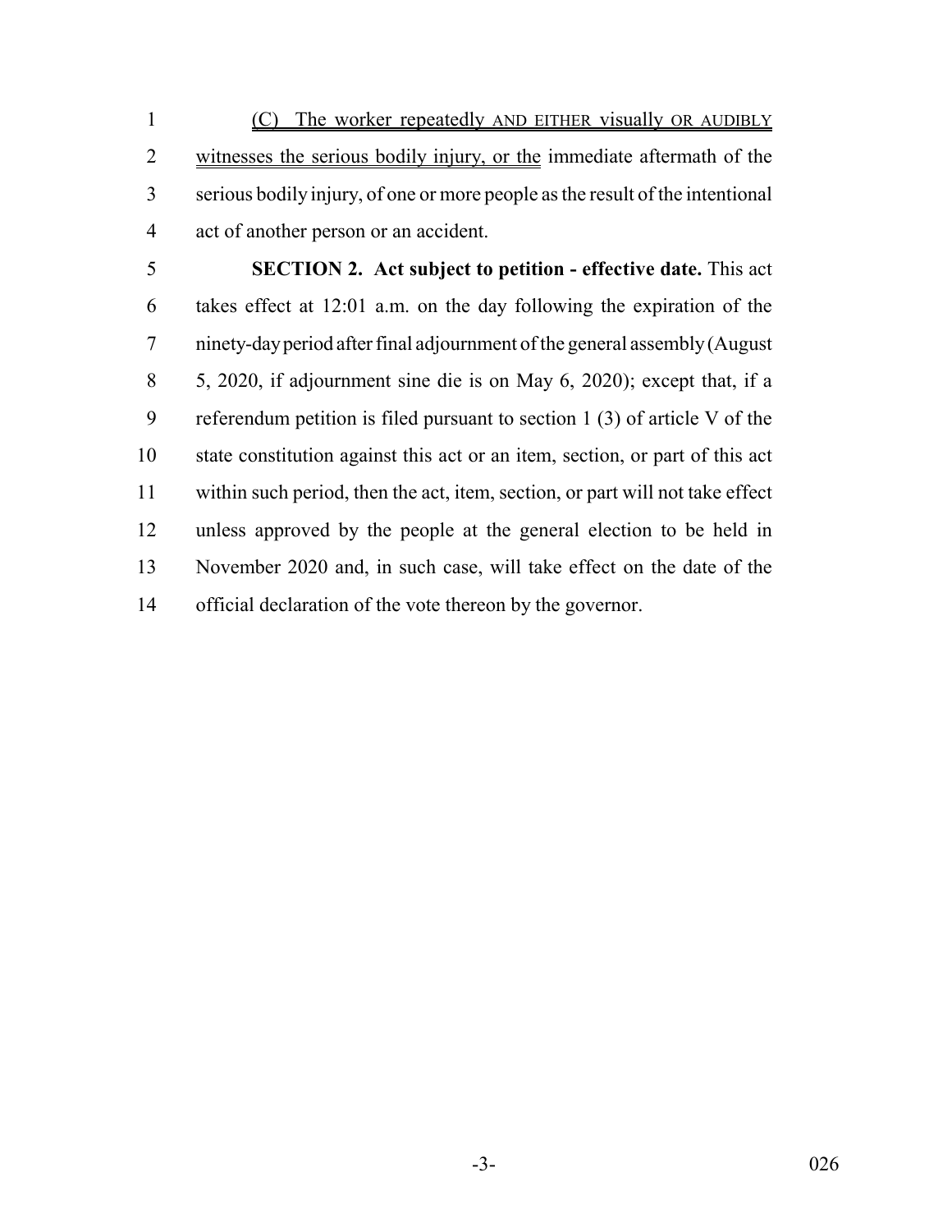(C) The worker repeatedly AND EITHER visually OR AUDIBLY witnesses the serious bodily injury, or the immediate aftermath of the serious bodily injury, of one or more people as the result of the intentional act of another person or an accident.

**SECTION 2. Act subject to petition - effective date.** This act takes effect at 12:01 a.m. on the day following the expiration of the ninety-day period after final adjournment of the general assembly (August 5, 2020, if adjournment sine die is on May 6, 2020); except that, if a referendum petition is filed pursuant to section 1 (3) of article V of the state constitution against this act or an item, section, or part of this act within such period, then the act, item, section, or part will not take effect unless approved by the people at the general election to be held in November 2020 and, in such case, will take effect on the date of the official declaration of the vote thereon by the governor.